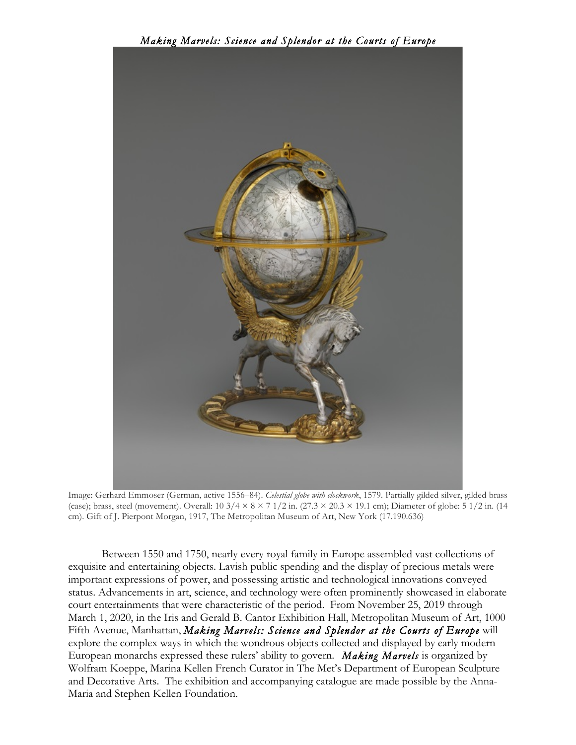*Making Marvels: Science and Splendor at the Courts of Europe*

Image: Gerhard Emmoser (German, active 1556–84). *Celestial globe with clockwork*, 1579. Partially gilded silver, gilded brass (case); brass, steel (movement). Overall: 10 3/4 × 8 × 7 1/2 in. (27.3 × 20.3 × 19.1 cm); Diameter of globe: 5 1/2 in. (14 cm). Gift of J. Pierpont Morgan, 1917, The Metropolitan Museum of Art, New York (17.190.636)

Between 1550 and 1750, nearly every royal family in Europe assembled vast collections of exquisite and entertaining objects. Lavish public spending and the display of precious metals were important expressions of power, and possessing artistic and technological innovations conveyed status. Advancements in art, science, and technology were often prominently showcased in elaborate court entertainments that were characteristic of the period. From November 25, 2019 through March 1, 2020, in the Iris and Gerald B. Cantor Exhibition Hall, Metropolitan Museum of Art, 1000 Fifth Avenue, Manhattan, ***Making Marvels: Science and Splendor at the Courts of Europe*** will explore the complex ways in which the wondrous objects collected and displayed by early modern European monarchs expressed these rulers' ability to govern. ***Making Marvels*** is organized by Wolfram Koeppe, Marina Kellen French Curator in The Met's Department of European Sculpture and Decorative Arts. The exhibition and accompanying catalogue are made possible by the Anna-Maria and Stephen Kellen Foundation.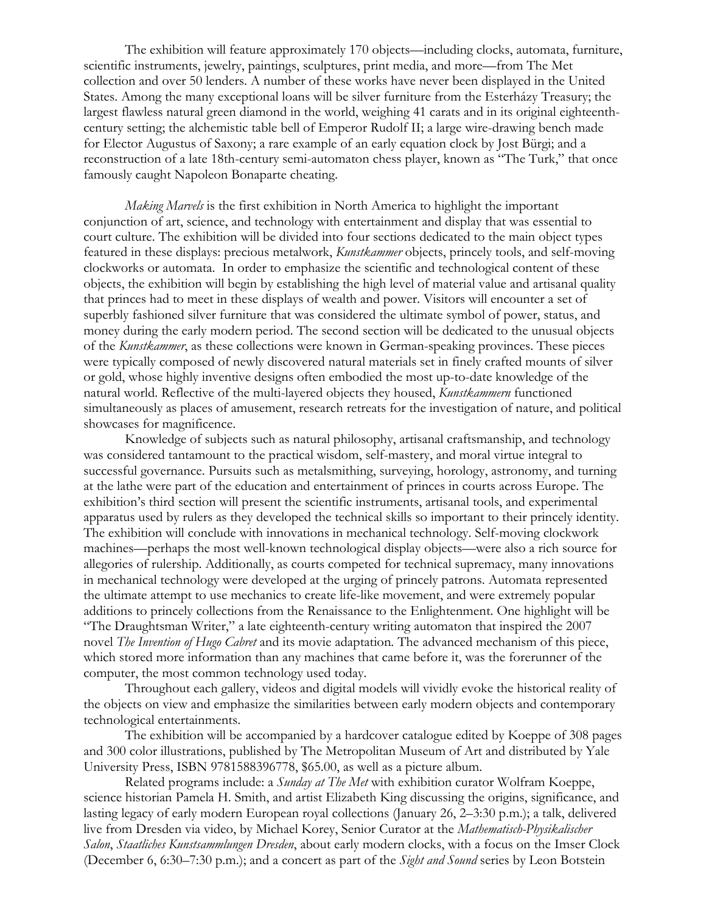The exhibition will feature approximately 170 objects—including clocks, automata, furniture, scientific instruments, jewelry, paintings, sculptures, print media, and more—from The Met collection and over 50 lenders. A number of these works have never been displayed in the United States. Among the many exceptional loans will be silver furniture from the Esterházy Treasury; the largest flawless natural green diamond in the world, weighing 41 carats and in its original eighteenth-century setting; the alchemistic table bell of Emperor Rudolf II; a large wire-drawing bench made for Elector Augustus of Saxony; a rare example of an early equation clock by Jost Bürgi; and a reconstruction of a late 18th-century semi-automaton chess player, known as "The Turk," that once famously caught Napoleon Bonaparte cheating.

*Making Marvels* is the first exhibition in North America to highlight the important conjunction of art, science, and technology with entertainment and display that was essential to court culture. The exhibition will be divided into four sections dedicated to the main object types featured in these displays: precious metalwork, *Kunstkammer* objects, princely tools, and self-moving clockworks or automata. In order to emphasize the scientific and technological content of these objects, the exhibition will begin by establishing the high level of material value and artisanal quality that princes had to meet in these displays of wealth and power. Visitors will encounter a set of superbly fashioned silver furniture that was considered the ultimate symbol of power, status, and money during the early modern period. The second section will be dedicated to the unusual objects of the *Kunstkammer*, as these collections were known in German-speaking provinces. These pieces were typically composed of newly discovered natural materials set in finely crafted mounts of silver or gold, whose highly inventive designs often embodied the most up-to-date knowledge of the natural world. Reflective of the multi-layered objects they housed, *Kunstkammern* functioned simultaneously as places of amusement, research retreats for the investigation of nature, and political showcases for magnificence.

Knowledge of subjects such as natural philosophy, artisanal craftsmanship, and technology was considered tantamount to the practical wisdom, self-mastery, and moral virtue integral to successful governance. Pursuits such as metalsmithing, surveying, horology, astronomy, and turning at the lathe were part of the education and entertainment of princes in courts across Europe. The exhibition's third section will present the scientific instruments, artisanal tools, and experimental apparatus used by rulers as they developed the technical skills so important to their princely identity. The exhibition will conclude with innovations in mechanical technology. Self-moving clockwork machines—perhaps the most well-known technological display objects—were also a rich source for allegories of rulership. Additionally, as courts competed for technical supremacy, many innovations in mechanical technology were developed at the urging of princely patrons. Automata represented the ultimate attempt to use mechanics to create life-like movement, and were extremely popular additions to princely collections from the Renaissance to the Enlightenment. One highlight will be "The Draughtsman Writer," a late eighteenth-century writing automaton that inspired the 2007 novel *The Invention of Hugo Cabret* and its movie adaptation. The advanced mechanism of this piece, which stored more information than any machines that came before it, was the forerunner of the computer, the most common technology used today.

Throughout each gallery, videos and digital models will vividly evoke the historical reality of the objects on view and emphasize the similarities between early modern objects and contemporary technological entertainments.

The exhibition will be accompanied by a hardcover catalogue edited by Koeppe of 308 pages and 300 color illustrations, published by The Metropolitan Museum of Art and distributed by Yale University Press, ISBN 9781588396778, $65.00, as well as a picture album.

Related programs include: a *Sunday at The Met* with exhibition curator Wolfram Koeppe, science historian Pamela H. Smith, and artist Elizabeth King discussing the origins, significance, and lasting legacy of early modern European royal collections (January 26, 2–3:30 p.m.); a talk, delivered live from Dresden via video, by Michael Korey, Senior Curator at the *Mathematisch-Physikalischer Salon*, *Staatliches Kunstsammlungen Dresden*, about early modern clocks, with a focus on the Imser Clock (December 6, 6:30–7:30 p.m.); and a concert as part of the *Sight and Sound* series by Leon Botstein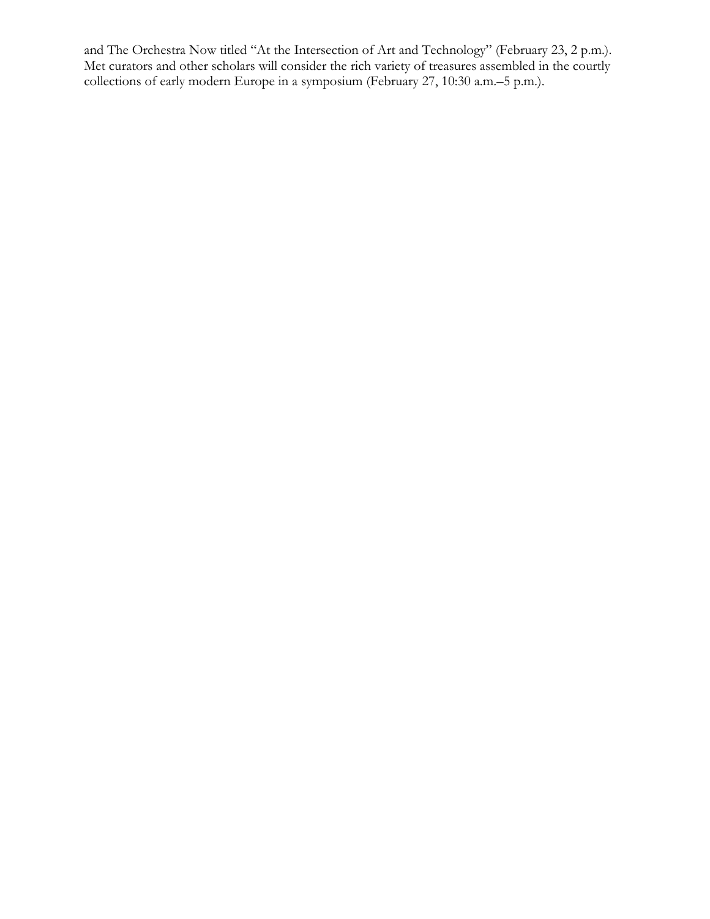and The Orchestra Now titled "At the Intersection of Art and Technology" (February 23, 2 p.m.). Met curators and other scholars will consider the rich variety of treasures assembled in the courtly collections of early modern Europe in a symposium (February 27, 10:30 a.m.–5 p.m.).